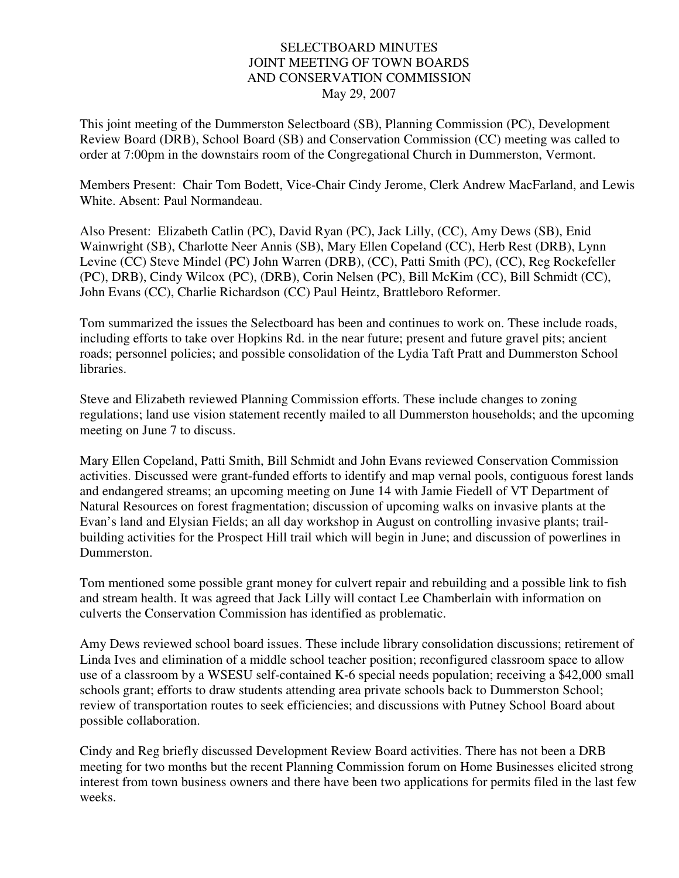SELECTBOARD MINUTES
JOINT MEETING OF TOWN BOARDS
AND CONSERVATION COMMISSION
May 29, 2007

This joint meeting of the Dummerston Selectboard (SB), Planning Commission (PC), Development Review Board (DRB), School Board (SB) and Conservation Commission (CC) meeting was called to order at 7:00pm in the downstairs room of the Congregational Church in Dummerston, Vermont.

Members Present: Chair Tom Bodett, Vice-Chair Cindy Jerome, Clerk Andrew MacFarland, and Lewis White. Absent: Paul Normandeau.

Also Present: Elizabeth Catlin (PC), David Ryan (PC), Jack Lilly, (CC), Amy Dews (SB), Enid Wainwright (SB), Charlotte Neer Annis (SB), Mary Ellen Copeland (CC), Herb Rest (DRB), Lynn Levine (CC) Steve Mindel (PC) John Warren (DRB), (CC), Patti Smith (PC), (CC), Reg Rockefeller (PC), DRB), Cindy Wilcox (PC), (DRB), Corin Nelsen (PC), Bill McKim (CC), Bill Schmidt (CC), John Evans (CC), Charlie Richardson (CC) Paul Heintz, Brattleboro Reformer.

Tom summarized the issues the Selectboard has been and continues to work on. These include roads, including efforts to take over Hopkins Rd. in the near future; present and future gravel pits; ancient roads; personnel policies; and possible consolidation of the Lydia Taft Pratt and Dummerston School libraries.

Steve and Elizabeth reviewed Planning Commission efforts. These include changes to zoning regulations; land use vision statement recently mailed to all Dummerston households; and the upcoming meeting on June 7 to discuss.

Mary Ellen Copeland, Patti Smith, Bill Schmidt and John Evans reviewed Conservation Commission activities. Discussed were grant-funded efforts to identify and map vernal pools, contiguous forest lands and endangered streams; an upcoming meeting on June 14 with Jamie Fiedell of VT Department of Natural Resources on forest fragmentation; discussion of upcoming walks on invasive plants at the Evan's land and Elysian Fields; an all day workshop in August on controlling invasive plants; trail-building activities for the Prospect Hill trail which will begin in June; and discussion of powerlines in Dummerston.

Tom mentioned some possible grant money for culvert repair and rebuilding and a possible link to fish and stream health. It was agreed that Jack Lilly will contact Lee Chamberlain with information on culverts the Conservation Commission has identified as problematic.

Amy Dews reviewed school board issues. These include library consolidation discussions; retirement of Linda Ives and elimination of a middle school teacher position; reconfigured classroom space to allow use of a classroom by a WSESU self-contained K-6 special needs population; receiving a $42,000 small schools grant; efforts to draw students attending area private schools back to Dummerston School; review of transportation routes to seek efficiencies; and discussions with Putney School Board about possible collaboration.

Cindy and Reg briefly discussed Development Review Board activities. There has not been a DRB meeting for two months but the recent Planning Commission forum on Home Businesses elicited strong interest from town business owners and there have been two applications for permits filed in the last few weeks.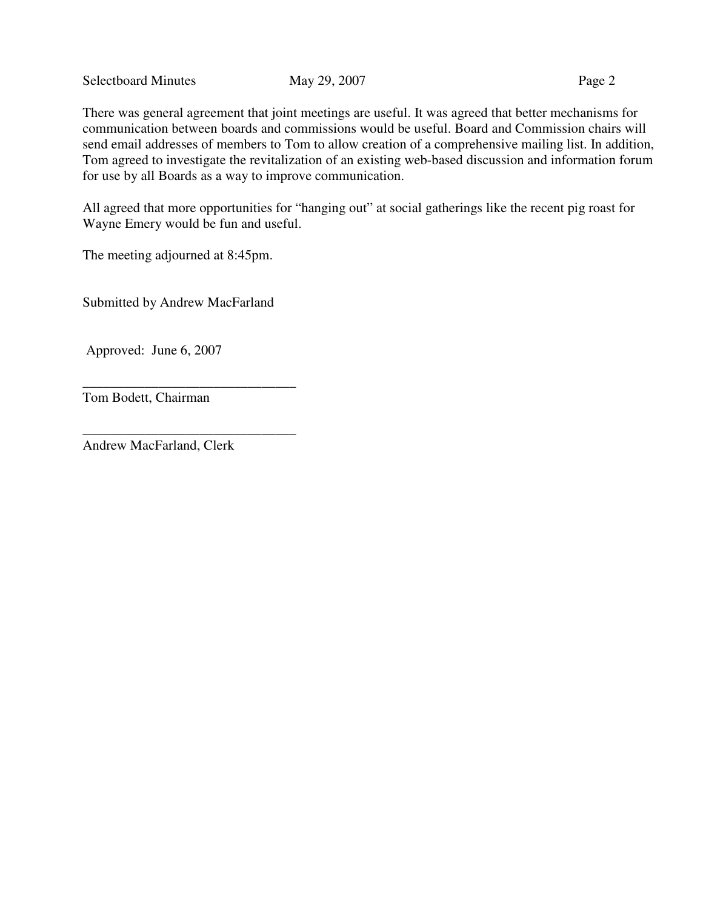There was general agreement that joint meetings are useful. It was agreed that better mechanisms for communication between boards and commissions would be useful. Board and Commission chairs will send email addresses of members to Tom to allow creation of a comprehensive mailing list. In addition, Tom agreed to investigate the revitalization of an existing web-based discussion and information forum for use by all Boards as a way to improve communication.

All agreed that more opportunities for "hanging out" at social gatherings like the recent pig roast for Wayne Emery would be fun and useful.

The meeting adjourned at 8:45pm.

Submitted by Andrew MacFarland

Approved: June 6, 2007

_______________________________
Tom Bodett, Chairman

_______________________________
Andrew MacFarland, Clerk